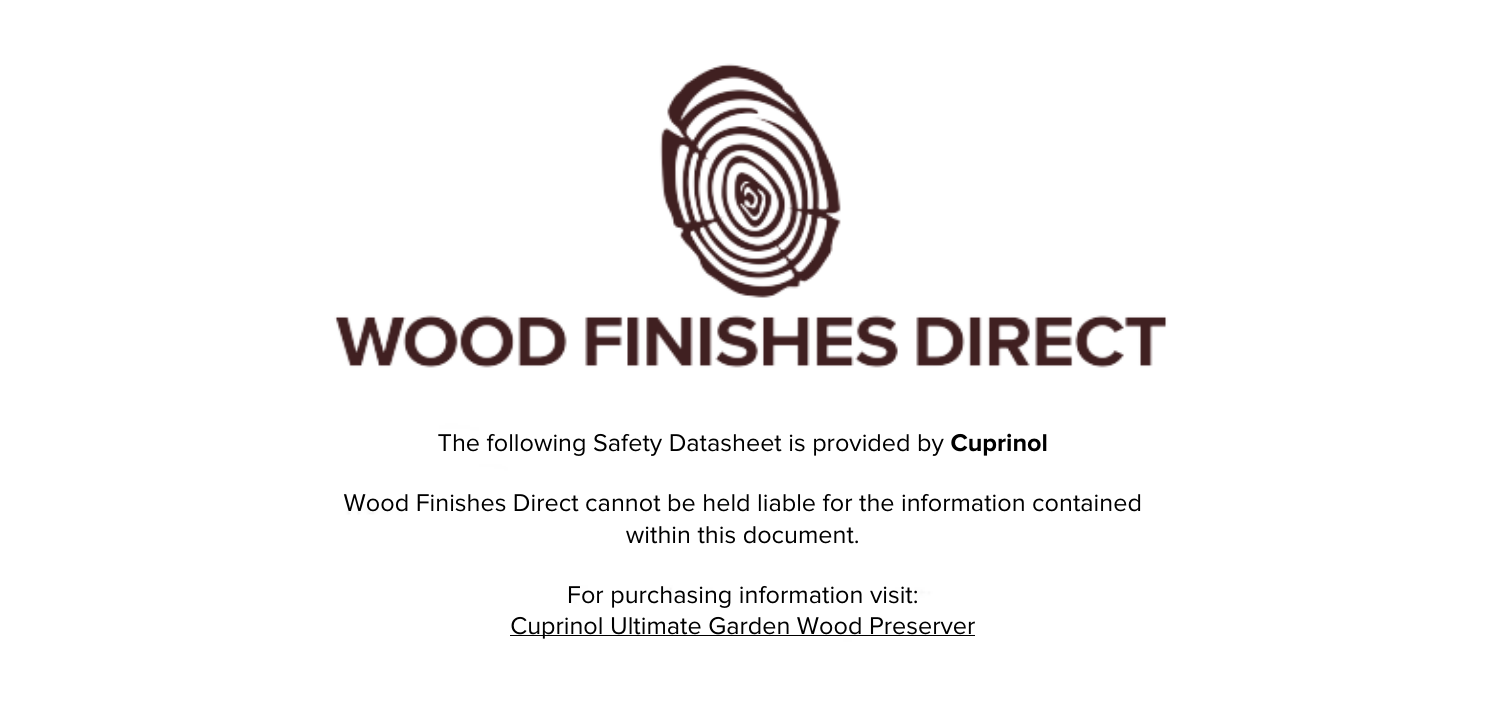# WOOD FINISHES DIRECT

The following Safety Datasheet is provided by **Cuprinol**

Wood Finishes Direct cannot be held liable for the information contained within this document.

For purchasing information visit:
Cuprinol Ultimate Garden Wood Preserver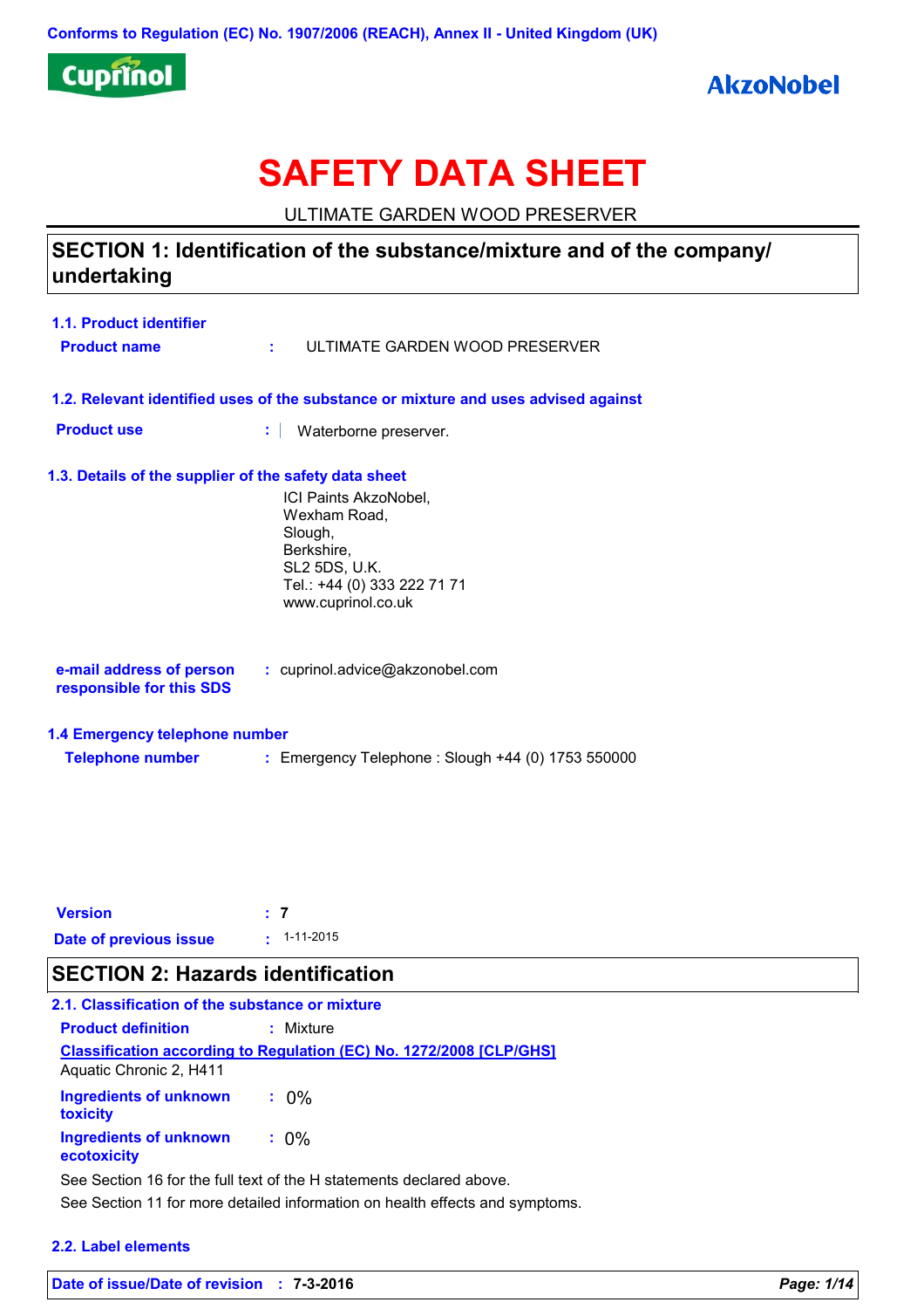Conforms to Regulation (EC) No. 1907/2006 (REACH), Annex II - United Kingdom (UK)

Cuprinol

AkzoNobel

# SAFETY DATA SHEET

ULTIMATE GARDEN WOOD PRESERVER

## SECTION 1: Identification of the substance/mixture and of the company/ undertaking

### 1.1. Product identifier

**Product name** : ULTIMATE GARDEN WOOD PRESERVER

### 1.2. Relevant identified uses of the substance or mixture and uses advised against

**Product use** : Waterborne preserver.

### 1.3. Details of the supplier of the safety data sheet

ICI Paints AkzoNobel,
Wexham Road,
Slough,
Berkshire,
SL2 5DS, U.K.
Tel.: +44 (0) 333 222 71 71
www.cuprinol.co.uk

**e-mail address of person responsible for this SDS** : cuprinol.advice@akzonobel.com

### 1.4 Emergency telephone number

**Telephone number** : Emergency Telephone : Slough +44 (0) 1753 550000

**Version** : 7

**Date of previous issue** : 1-11-2015

## SECTION 2: Hazards identification

### 2.1. Classification of the substance or mixture

**Product definition** : Mixture

**Classification according to Regulation (EC) No. 1272/2008 [CLP/GHS]**

Aquatic Chronic 2, H411

**Ingredients of unknown toxicity** : 0%

**Ingredients of unknown ecotoxicity** : 0%

See Section 16 for the full text of the H statements declared above.

See Section 11 for more detailed information on health effects and symptoms.

### 2.2. Label elements

**Date of issue/Date of revision** : 7-3-2016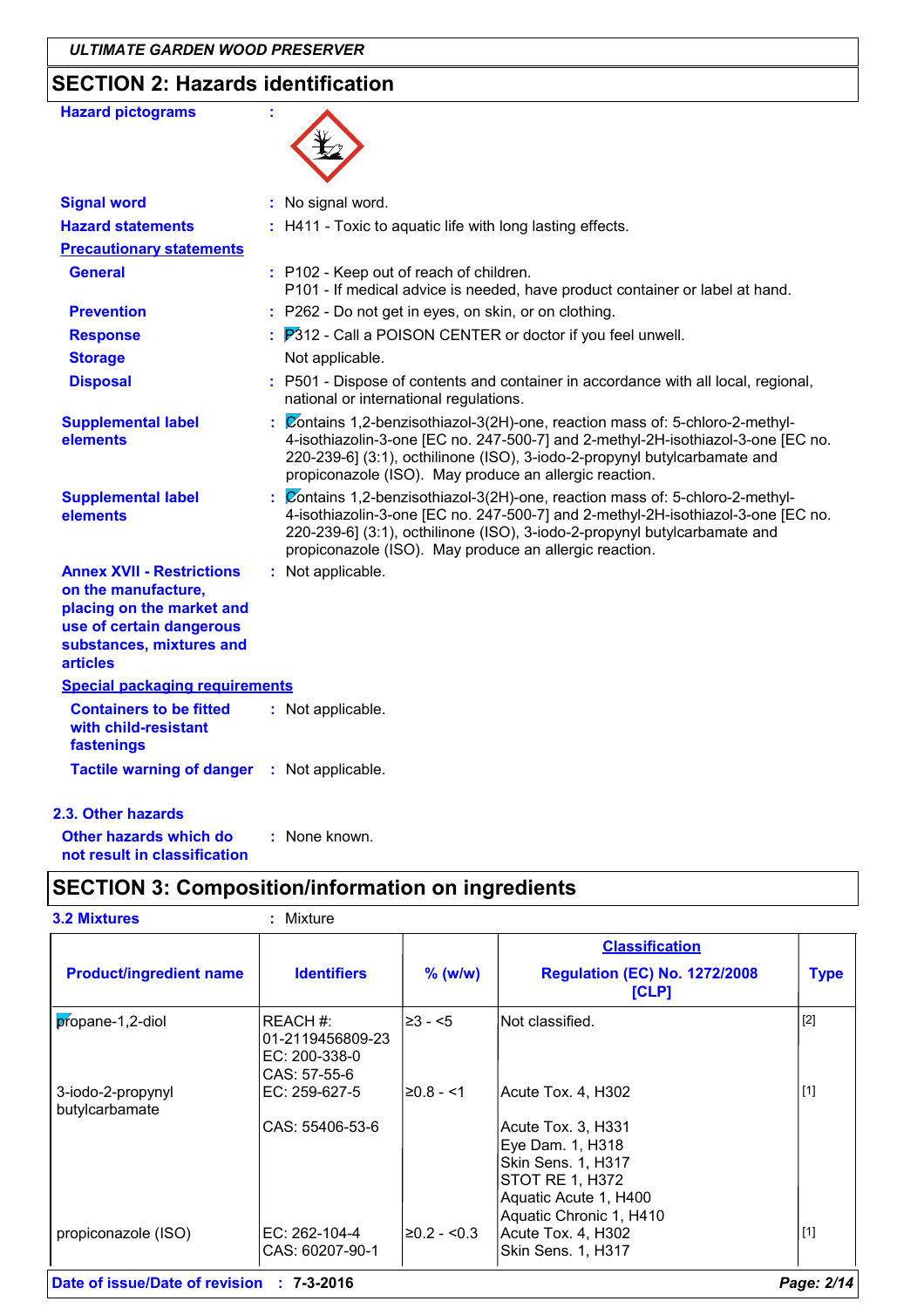## SECTION 2: Hazards identification

**Hazard pictograms** :

**Signal word** : No signal word.

**Hazard statements** : H411 - Toxic to aquatic life with long lasting effects.

**Precautionary statements**

**General** : P102 - Keep out of reach of children.
P101 - If medical advice is needed, have product container or label at hand.

**Prevention** : P262 - Do not get in eyes, on skin, or on clothing.

**Response** : P312 - Call a POISON CENTER or doctor if you feel unwell.

**Storage** Not applicable.

**Disposal** : P501 - Dispose of contents and container in accordance with all local, regional, national or international regulations.

**Supplemental label elements** : Contains 1,2-benzisothiazol-3(2H)-one, reaction mass of: 5-chloro-2-methyl-4-isothiazolin-3-one [EC no. 247-500-7] and 2-methyl-2H-isothiazol-3-one [EC no. 220-239-6] (3:1), octhilinone (ISO), 3-iodo-2-propynyl butylcarbamate and propiconazole (ISO). May produce an allergic reaction.

**Supplemental label elements** : Contains 1,2-benzisothiazol-3(2H)-one, reaction mass of: 5-chloro-2-methyl-4-isothiazolin-3-one [EC no. 247-500-7] and 2-methyl-2H-isothiazol-3-one [EC no. 220-239-6] (3:1), octhilinone (ISO), 3-iodo-2-propynyl butylcarbamate and propiconazole (ISO). May produce an allergic reaction.

**Annex XVII - Restrictions on the manufacture, placing on the market and use of certain dangerous substances, mixtures and articles** : Not applicable.

**Special packaging requirements**

**Containers to be fitted with child-resistant fastenings** : Not applicable.

**Tactile warning of danger** : Not applicable.

### 2.3. Other hazards

**Other hazards which do not result in classification** : None known.

## SECTION 3: Composition/information on ingredients

**3.2 Mixtures** : Mixture

| Product/ingredient name | Identifiers | % (w/w) | Classification Regulation (EC) No. 1272/2008 [CLP] | Type |
|---|---|---|---|---|
| propane-1,2-diol | REACH #: 01-2119456809-23<br>EC: 200-338-0<br>CAS: 57-55-6 | ≥3 - <5 | Not classified. | [2] |
| 3-iodo-2-propynyl butylcarbamate | EC: 259-627-5<br>CAS: 55406-53-6 | ≥0.8 - <1 | Acute Tox. 4, H302<br>Acute Tox. 3, H331<br>Eye Dam. 1, H318<br>Skin Sens. 1, H317<br>STOT RE 1, H372<br>Aquatic Acute 1, H400<br>Aquatic Chronic 1, H410 | [1] |
| propiconazole (ISO) | EC: 262-104-4<br>CAS: 60207-90-1 | ≥0.2 - <0.3 | Acute Tox. 4, H302<br>Skin Sens. 1, H317 | [1] |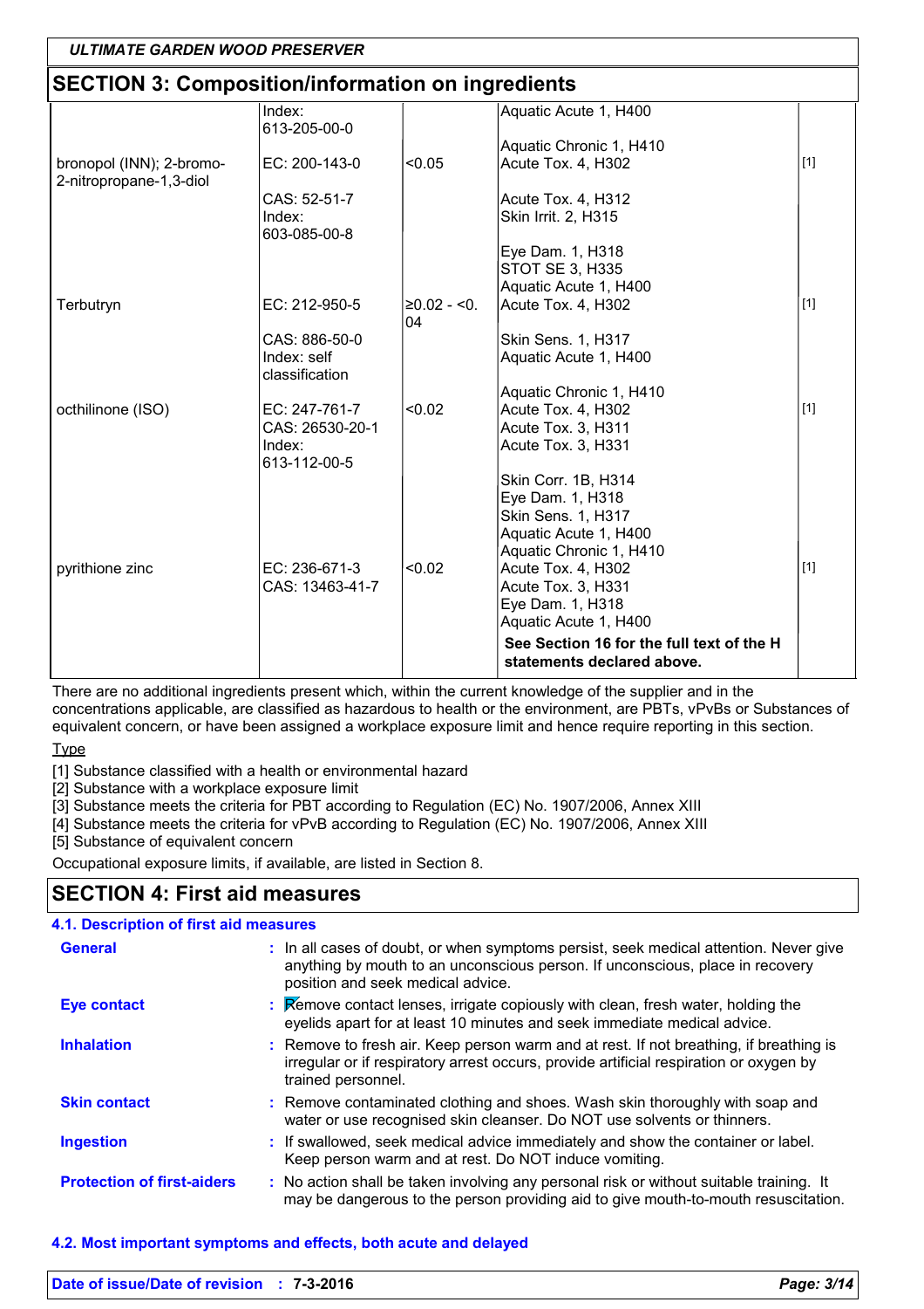## SECTION 3: Composition/information on ingredients

| | | | | |
|---|---|---|---|---|
| | Index: 613-205-00-0 | | Aquatic Acute 1, H400<br>Aquatic Chronic 1, H410 | |
| bronopol (INN); 2-bromo-2-nitropropane-1,3-diol | EC: 200-143-0<br>CAS: 52-51-7<br>Index: 603-085-00-8 | <0.05 | Acute Tox. 4, H302<br>Acute Tox. 4, H312<br>Skin Irrit. 2, H315<br>Eye Dam. 1, H318<br>STOT SE 3, H335<br>Aquatic Acute 1, H400 | [1] |
| Terbutryn | EC: 212-950-5<br>CAS: 886-50-0<br>Index: self classification | ≥0.02 - <0.04 | Acute Tox. 4, H302<br>Skin Sens. 1, H317<br>Aquatic Acute 1, H400<br>Aquatic Chronic 1, H410 | [1] |
| octhilinone (ISO) | EC: 247-761-7<br>CAS: 26530-20-1<br>Index: 613-112-00-5 | <0.02 | Acute Tox. 4, H302<br>Acute Tox. 3, H311<br>Acute Tox. 3, H331<br>Skin Corr. 1B, H314<br>Eye Dam. 1, H318<br>Skin Sens. 1, H317<br>Aquatic Acute 1, H400<br>Aquatic Chronic 1, H410 | [1] |
| pyrithione zinc | EC: 236-671-3<br>CAS: 13463-41-7 | <0.02 | Acute Tox. 4, H302<br>Acute Tox. 3, H331<br>Eye Dam. 1, H318<br>Aquatic Acute 1, H400 | [1] |
| | | | **See Section 16 for the full text of the H statements declared above.** | |

There are no additional ingredients present which, within the current knowledge of the supplier and in the concentrations applicable, are classified as hazardous to health or the environment, are PBTs, vPvBs or Substances of equivalent concern, or have been assigned a workplace exposure limit and hence require reporting in this section.

Type

[1] Substance classified with a health or environmental hazard
[2] Substance with a workplace exposure limit
[3] Substance meets the criteria for PBT according to Regulation (EC) No. 1907/2006, Annex XIII
[4] Substance meets the criteria for vPvB according to Regulation (EC) No. 1907/2006, Annex XIII
[5] Substance of equivalent concern

Occupational exposure limits, if available, are listed in Section 8.

## SECTION 4: First aid measures

### 4.1. Description of first aid measures

**General** : In all cases of doubt, or when symptoms persist, seek medical attention. Never give anything by mouth to an unconscious person. If unconscious, place in recovery position and seek medical advice.

**Eye contact** : Remove contact lenses, irrigate copiously with clean, fresh water, holding the eyelids apart for at least 10 minutes and seek immediate medical advice.

**Inhalation** : Remove to fresh air. Keep person warm and at rest. If not breathing, if breathing is irregular or if respiratory arrest occurs, provide artificial respiration or oxygen by trained personnel.

**Skin contact** : Remove contaminated clothing and shoes. Wash skin thoroughly with soap and water or use recognised skin cleanser. Do NOT use solvents or thinners.

**Ingestion** : If swallowed, seek medical advice immediately and show the container or label. Keep person warm and at rest. Do NOT induce vomiting.

**Protection of first-aiders** : No action shall be taken involving any personal risk or without suitable training. It may be dangerous to the person providing aid to give mouth-to-mouth resuscitation.

### 4.2. Most important symptoms and effects, both acute and delayed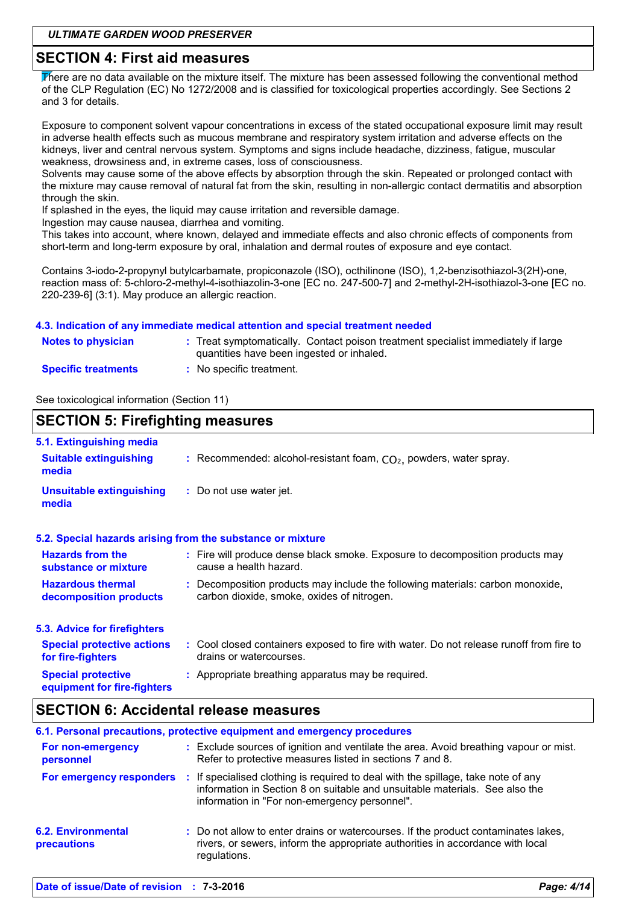## SECTION 4: First aid measures

There are no data available on the mixture itself. The mixture has been assessed following the conventional method of the CLP Regulation (EC) No 1272/2008 and is classified for toxicological properties accordingly. See Sections 2 and 3 for details.

Exposure to component solvent vapour concentrations in excess of the stated occupational exposure limit may result in adverse health effects such as mucous membrane and respiratory system irritation and adverse effects on the kidneys, liver and central nervous system. Symptoms and signs include headache, dizziness, fatigue, muscular weakness, drowsiness and, in extreme cases, loss of consciousness.
Solvents may cause some of the above effects by absorption through the skin. Repeated or prolonged contact with the mixture may cause removal of natural fat from the skin, resulting in non-allergic contact dermatitis and absorption through the skin.
If splashed in the eyes, the liquid may cause irritation and reversible damage.
Ingestion may cause nausea, diarrhea and vomiting.
This takes into account, where known, delayed and immediate effects and also chronic effects of components from short-term and long-term exposure by oral, inhalation and dermal routes of exposure and eye contact.

Contains 3-iodo-2-propynyl butylcarbamate, propiconazole (ISO), octhilinone (ISO), 1,2-benzisothiazol-3(2H)-one, reaction mass of: 5-chloro-2-methyl-4-isothiazolin-3-one [EC no. 247-500-7] and 2-methyl-2H-isothiazol-3-one [EC no. 220-239-6] (3:1). May produce an allergic reaction.

### 4.3. Indication of any immediate medical attention and special treatment needed

**Notes to physician** : Treat symptomatically. Contact poison treatment specialist immediately if large quantities have been ingested or inhaled.

**Specific treatments** : No specific treatment.

See toxicological information (Section 11)

## SECTION 5: Firefighting measures

### 5.1. Extinguishing media

**Suitable extinguishing media** : Recommended: alcohol-resistant foam, $CO_2$, powders, water spray.

**Unsuitable extinguishing media** : Do not use water jet.

### 5.2. Special hazards arising from the substance or mixture

**Hazards from the substance or mixture** : Fire will produce dense black smoke. Exposure to decomposition products may cause a health hazard.

**Hazardous thermal decomposition products** : Decomposition products may include the following materials: carbon monoxide, carbon dioxide, smoke, oxides of nitrogen.

### 5.3. Advice for firefighters

**Special protective actions for fire-fighters** : Cool closed containers exposed to fire with water. Do not release runoff from fire to drains or watercourses.

**Special protective equipment for fire-fighters** : Appropriate breathing apparatus may be required.

## SECTION 6: Accidental release measures

### 6.1. Personal precautions, protective equipment and emergency procedures

**For non-emergency personnel** : Exclude sources of ignition and ventilate the area. Avoid breathing vapour or mist. Refer to protective measures listed in sections 7 and 8.

**For emergency responders** : If specialised clothing is required to deal with the spillage, take note of any information in Section 8 on suitable and unsuitable materials. See also the information in "For non-emergency personnel".

### 6.2. Environmental precautions

: Do not allow to enter drains or watercourses. If the product contaminates lakes, rivers, or sewers, inform the appropriate authorities in accordance with local regulations.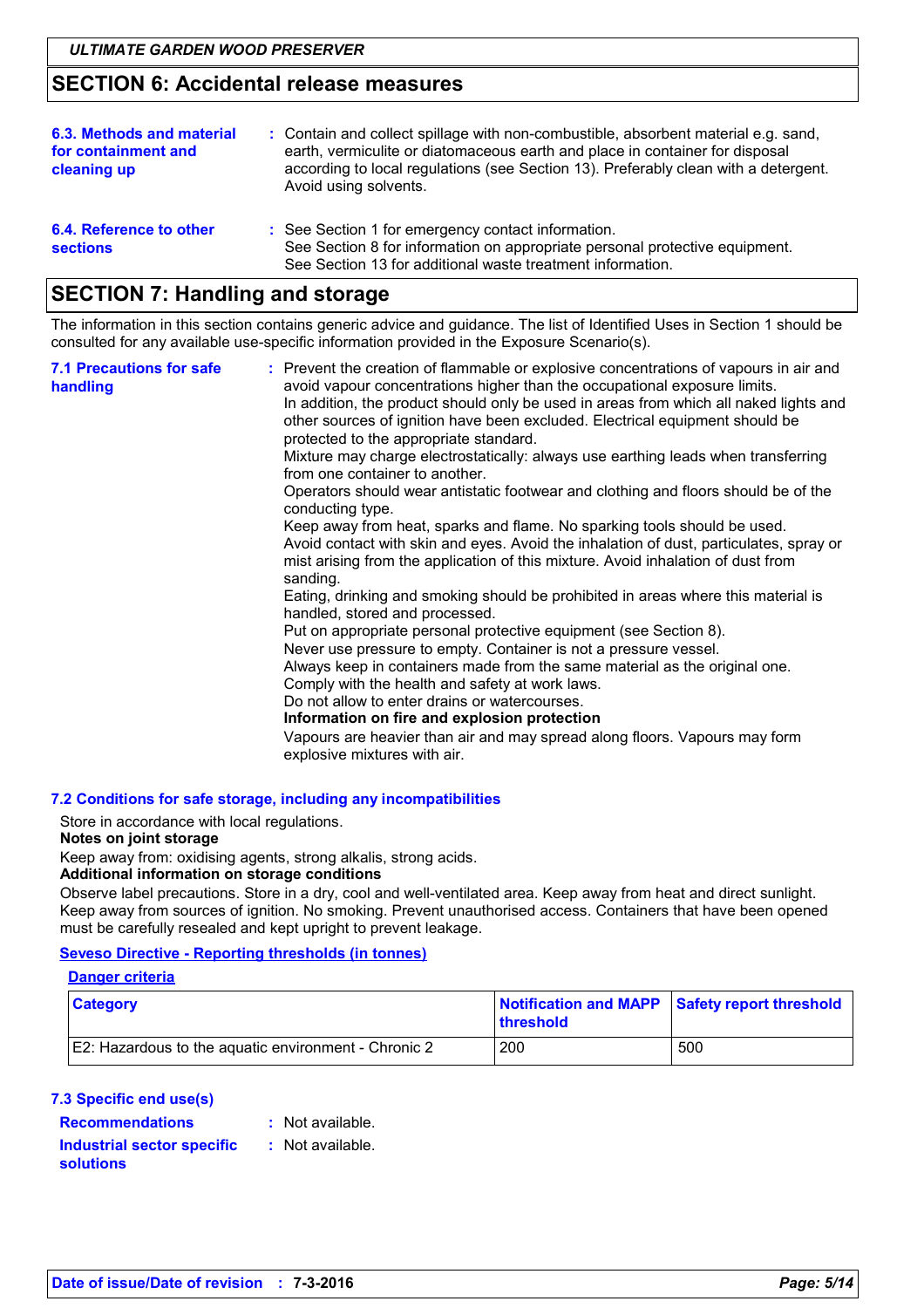## SECTION 6: Accidental release measures

**6.3. Methods and material for containment and cleaning up** : Contain and collect spillage with non-combustible, absorbent material e.g. sand, earth, vermiculite or diatomaceous earth and place in container for disposal according to local regulations (see Section 13). Preferably clean with a detergent. Avoid using solvents.

**6.4. Reference to other sections** : See Section 1 for emergency contact information.
See Section 8 for information on appropriate personal protective equipment.
See Section 13 for additional waste treatment information.

## SECTION 7: Handling and storage

The information in this section contains generic advice and guidance. The list of Identified Uses in Section 1 should be consulted for any available use-specific information provided in the Exposure Scenario(s).

**7.1 Precautions for safe handling** : Prevent the creation of flammable or explosive concentrations of vapours in air and avoid vapour concentrations higher than the occupational exposure limits.
In addition, the product should only be used in areas from which all naked lights and other sources of ignition have been excluded. Electrical equipment should be protected to the appropriate standard.
Mixture may charge electrostatically: always use earthing leads when transferring from one container to another.
Operators should wear antistatic footwear and clothing and floors should be of the conducting type.
Keep away from heat, sparks and flame. No sparking tools should be used.
Avoid contact with skin and eyes. Avoid the inhalation of dust, particulates, spray or mist arising from the application of this mixture. Avoid inhalation of dust from sanding.
Eating, drinking and smoking should be prohibited in areas where this material is handled, stored and processed.
Put on appropriate personal protective equipment (see Section 8).
Never use pressure to empty. Container is not a pressure vessel.
Always keep in containers made from the same material as the original one.
Comply with the health and safety at work laws.
Do not allow to enter drains or watercourses.
**Information on fire and explosion protection**
Vapours are heavier than air and may spread along floors. Vapours may form explosive mixtures with air.

**7.2 Conditions for safe storage, including any incompatibilities**

Store in accordance with local regulations.
**Notes on joint storage**
Keep away from: oxidising agents, strong alkalis, strong acids.
**Additional information on storage conditions**
Observe label precautions. Store in a dry, cool and well-ventilated area. Keep away from heat and direct sunlight. Keep away from sources of ignition. No smoking. Prevent unauthorised access. Containers that have been opened must be carefully resealed and kept upright to prevent leakage.

**Seveso Directive - Reporting thresholds (in tonnes)**

**Danger criteria**

| Category | Notification and MAPP threshold | Safety report threshold |
|---|---|---|
| E2: Hazardous to the aquatic environment - Chronic 2 | 200 | 500 |

**7.3 Specific end use(s)**

**Recommendations** : Not available.

**Industrial sector specific solutions** : Not available.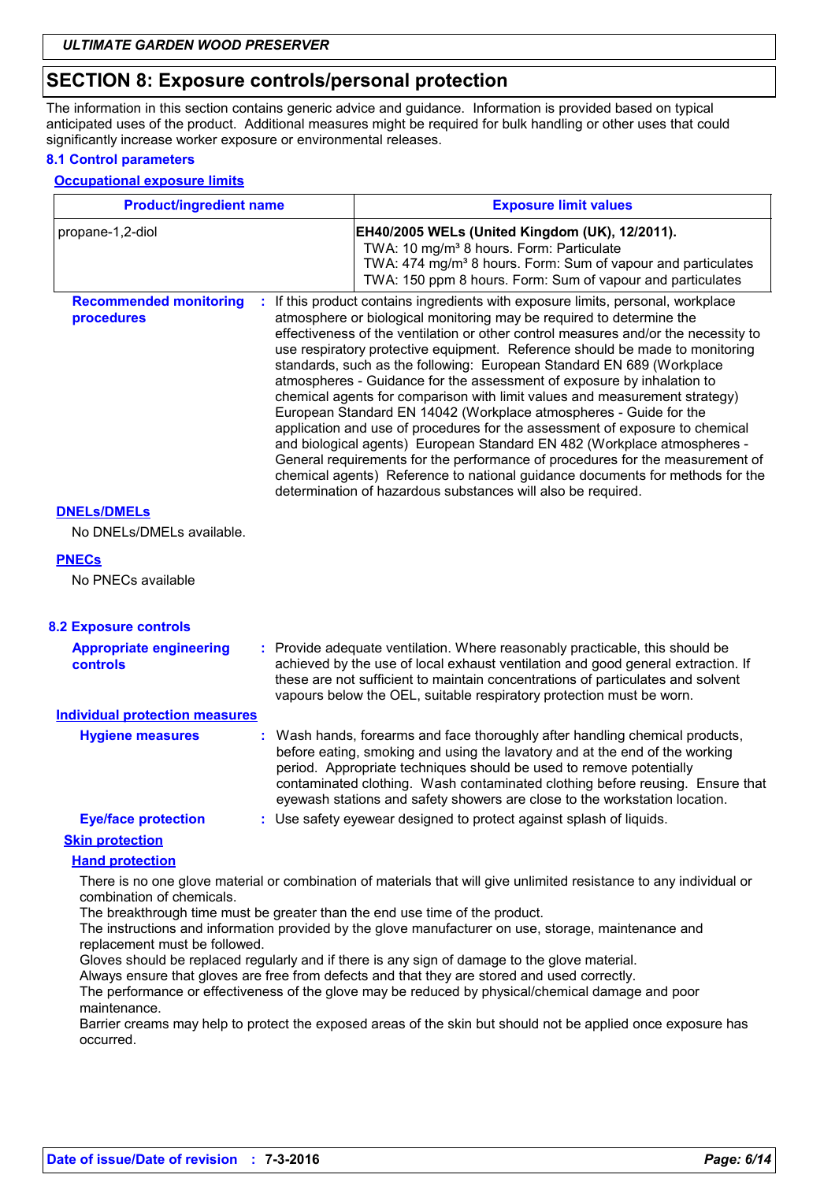## SECTION 8: Exposure controls/personal protection

The information in this section contains generic advice and guidance. Information is provided based on typical anticipated uses of the product. Additional measures might be required for bulk handling or other uses that could significantly increase worker exposure or environmental releases.

### 8.1 Control parameters

**Occupational exposure limits**

| Product/ingredient name | Exposure limit values |
|---|---|
| propane-1,2-diol | **EH40/2005 WELs (United Kingdom (UK), 12/2011).**<br>TWA: 10 mg/m³ 8 hours. Form: Particulate<br>TWA: 474 mg/m³ 8 hours. Form: Sum of vapour and particulates<br>TWA: 150 ppm 8 hours. Form: Sum of vapour and particulates |

**Recommended monitoring procedures** : If this product contains ingredients with exposure limits, personal, workplace atmosphere or biological monitoring may be required to determine the effectiveness of the ventilation or other control measures and/or the necessity to use respiratory protective equipment. Reference should be made to monitoring standards, such as the following: European Standard EN 689 (Workplace atmospheres - Guidance for the assessment of exposure by inhalation to chemical agents for comparison with limit values and measurement strategy) European Standard EN 14042 (Workplace atmospheres - Guide for the application and use of procedures for the assessment of exposure to chemical and biological agents) European Standard EN 482 (Workplace atmospheres - General requirements for the performance of procedures for the measurement of chemical agents) Reference to national guidance documents for methods for the determination of hazardous substances will also be required.

**DNELs/DMELs**

No DNELs/DMELs available.

**PNECs**

No PNECs available

### 8.2 Exposure controls

**Appropriate engineering controls** : Provide adequate ventilation. Where reasonably practicable, this should be achieved by the use of local exhaust ventilation and good general extraction. If these are not sufficient to maintain concentrations of particulates and solvent vapours below the OEL, suitable respiratory protection must be worn.

**Individual protection measures**

**Hygiene measures** : Wash hands, forearms and face thoroughly after handling chemical products, before eating, smoking and using the lavatory and at the end of the working period. Appropriate techniques should be used to remove potentially contaminated clothing. Wash contaminated clothing before reusing. Ensure that eyewash stations and safety showers are close to the workstation location.

**Eye/face protection** : Use safety eyewear designed to protect against splash of liquids.

**Skin protection**

**Hand protection**

There is no one glove material or combination of materials that will give unlimited resistance to any individual or combination of chemicals.
The breakthrough time must be greater than the end use time of the product.
The instructions and information provided by the glove manufacturer on use, storage, maintenance and replacement must be followed.
Gloves should be replaced regularly and if there is any sign of damage to the glove material.
Always ensure that gloves are free from defects and that they are stored and used correctly.
The performance or effectiveness of the glove may be reduced by physical/chemical damage and poor maintenance.
Barrier creams may help to protect the exposed areas of the skin but should not be applied once exposure has occurred.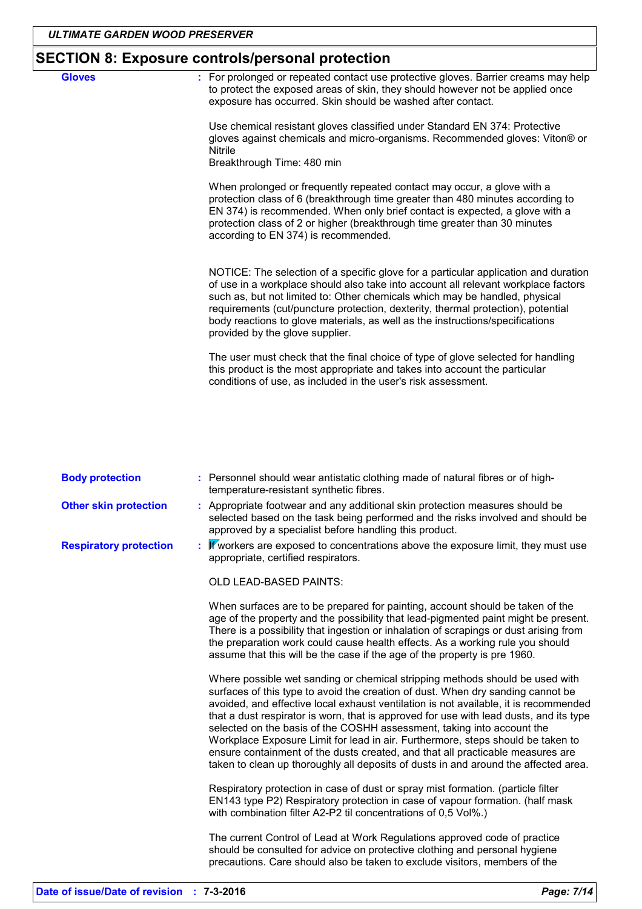## SECTION 8: Exposure controls/personal protection

**Gloves** : For prolonged or repeated contact use protective gloves. Barrier creams may help to protect the exposed areas of skin, they should however not be applied once exposure has occurred. Skin should be washed after contact.

Use chemical resistant gloves classified under Standard EN 374: Protective gloves against chemicals and micro-organisms. Recommended gloves: Viton® or Nitrile
Breakthrough Time: 480 min

When prolonged or frequently repeated contact may occur, a glove with a protection class of 6 (breakthrough time greater than 480 minutes according to EN 374) is recommended. When only brief contact is expected, a glove with a protection class of 2 or higher (breakthrough time greater than 30 minutes according to EN 374) is recommended.

NOTICE: The selection of a specific glove for a particular application and duration of use in a workplace should also take into account all relevant workplace factors such as, but not limited to: Other chemicals which may be handled, physical requirements (cut/puncture protection, dexterity, thermal protection), potential body reactions to glove materials, as well as the instructions/specifications provided by the glove supplier.

The user must check that the final choice of type of glove selected for handling this product is the most appropriate and takes into account the particular conditions of use, as included in the user's risk assessment.

**Body protection** : Personnel should wear antistatic clothing made of natural fibres or of high-temperature-resistant synthetic fibres.

**Other skin protection** : Appropriate footwear and any additional skin protection measures should be selected based on the task being performed and the risks involved and should be approved by a specialist before handling this product.

**Respiratory protection** : If workers are exposed to concentrations above the exposure limit, they must use appropriate, certified respirators.

OLD LEAD-BASED PAINTS:

When surfaces are to be prepared for painting, account should be taken of the age of the property and the possibility that lead-pigmented paint might be present. There is a possibility that ingestion or inhalation of scrapings or dust arising from the preparation work could cause health effects. As a working rule you should assume that this will be the case if the age of the property is pre 1960.

Where possible wet sanding or chemical stripping methods should be used with surfaces of this type to avoid the creation of dust. When dry sanding cannot be avoided, and effective local exhaust ventilation is not available, it is recommended that a dust respirator is worn, that is approved for use with lead dusts, and its type selected on the basis of the COSHH assessment, taking into account the Workplace Exposure Limit for lead in air. Furthermore, steps should be taken to ensure containment of the dusts created, and that all practicable measures are taken to clean up thoroughly all deposits of dusts in and around the affected area.

Respiratory protection in case of dust or spray mist formation. (particle filter EN143 type P2) Respiratory protection in case of vapour formation. (half mask with combination filter A2-P2 til concentrations of 0,5 Vol%.)

The current Control of Lead at Work Regulations approved code of practice should be consulted for advice on protective clothing and personal hygiene precautions. Care should also be taken to exclude visitors, members of the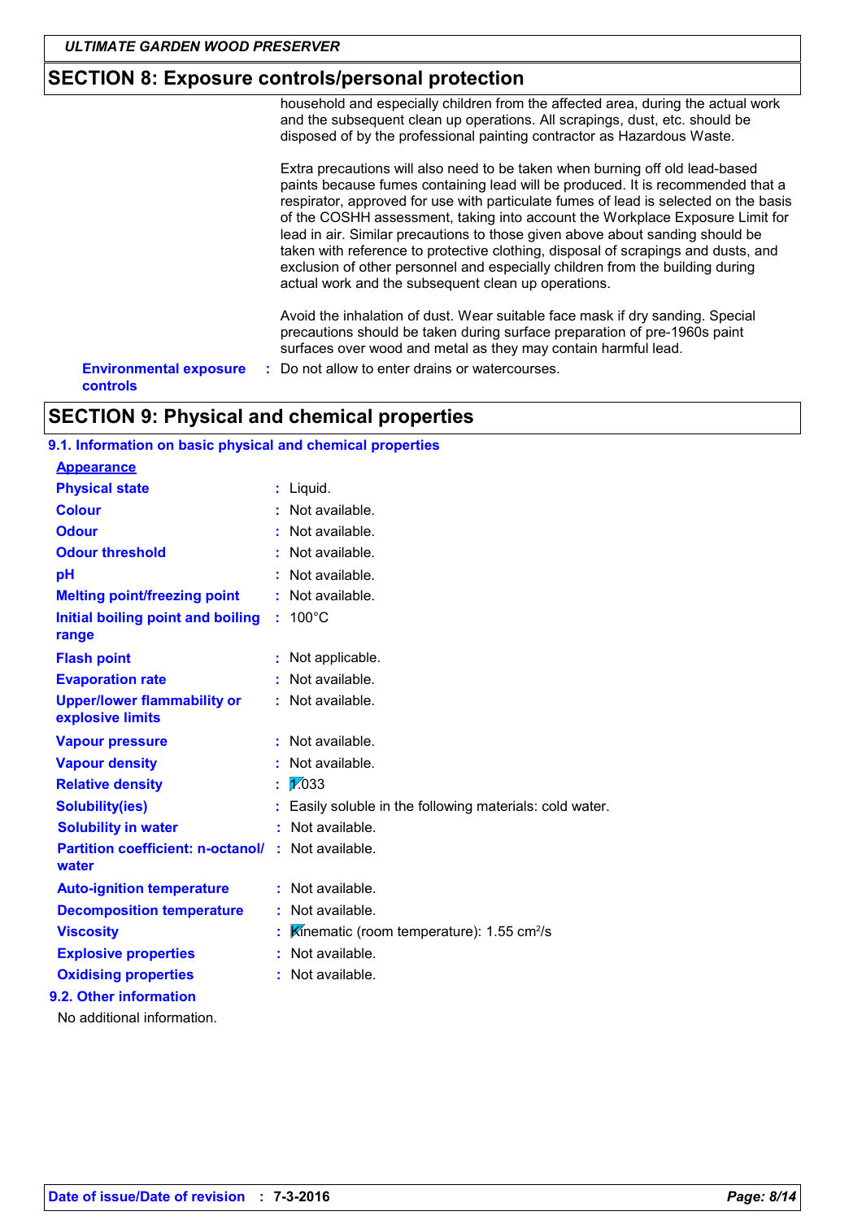## SECTION 8: Exposure controls/personal protection

household and especially children from the affected area, during the actual work and the subsequent clean up operations. All scrapings, dust, etc. should be disposed of by the professional painting contractor as Hazardous Waste.

Extra precautions will also need to be taken when burning off old lead-based paints because fumes containing lead will be produced. It is recommended that a respirator, approved for use with particulate fumes of lead is selected on the basis of the COSHH assessment, taking into account the Workplace Exposure Limit for lead in air. Similar precautions to those given above about sanding should be taken with reference to protective clothing, disposal of scrapings and dusts, and exclusion of other personnel and especially children from the building during actual work and the subsequent clean up operations.

Avoid the inhalation of dust. Wear suitable face mask if dry sanding. Special precautions should be taken during surface preparation of pre-1960s paint surfaces over wood and metal as they may contain harmful lead.

**Environmental exposure controls** : Do not allow to enter drains or watercourses.

## SECTION 9: Physical and chemical properties

### 9.1. Information on basic physical and chemical properties

**Appearance**

| | |
|---|---|
| **Physical state** | Liquid. |
| **Colour** | Not available. |
| **Odour** | Not available. |
| **Odour threshold** | Not available. |
| **pH** | Not available. |
| **Melting point/freezing point** | Not available. |
| **Initial boiling point and boiling range** | 100°C |
| **Flash point** | Not applicable. |
| **Evaporation rate** | Not available. |
| **Upper/lower flammability or explosive limits** | Not available. |
| **Vapour pressure** | Not available. |
| **Vapour density** | Not available. |
| **Relative density** | 1.033 |
| **Solubility(ies)** | Easily soluble in the following materials: cold water. |
| **Solubility in water** | Not available. |
| **Partition coefficient: n-octanol/water** | Not available. |
| **Auto-ignition temperature** | Not available. |
| **Decomposition temperature** | Not available. |
| **Viscosity** | Kinematic (room temperature): 1.55 $cm^2/s$ |
| **Explosive properties** | Not available. |
| **Oxidising properties** | Not available. |

### 9.2. Other information

No additional information.

**Date of issue/Date of revision** : 7-3-2016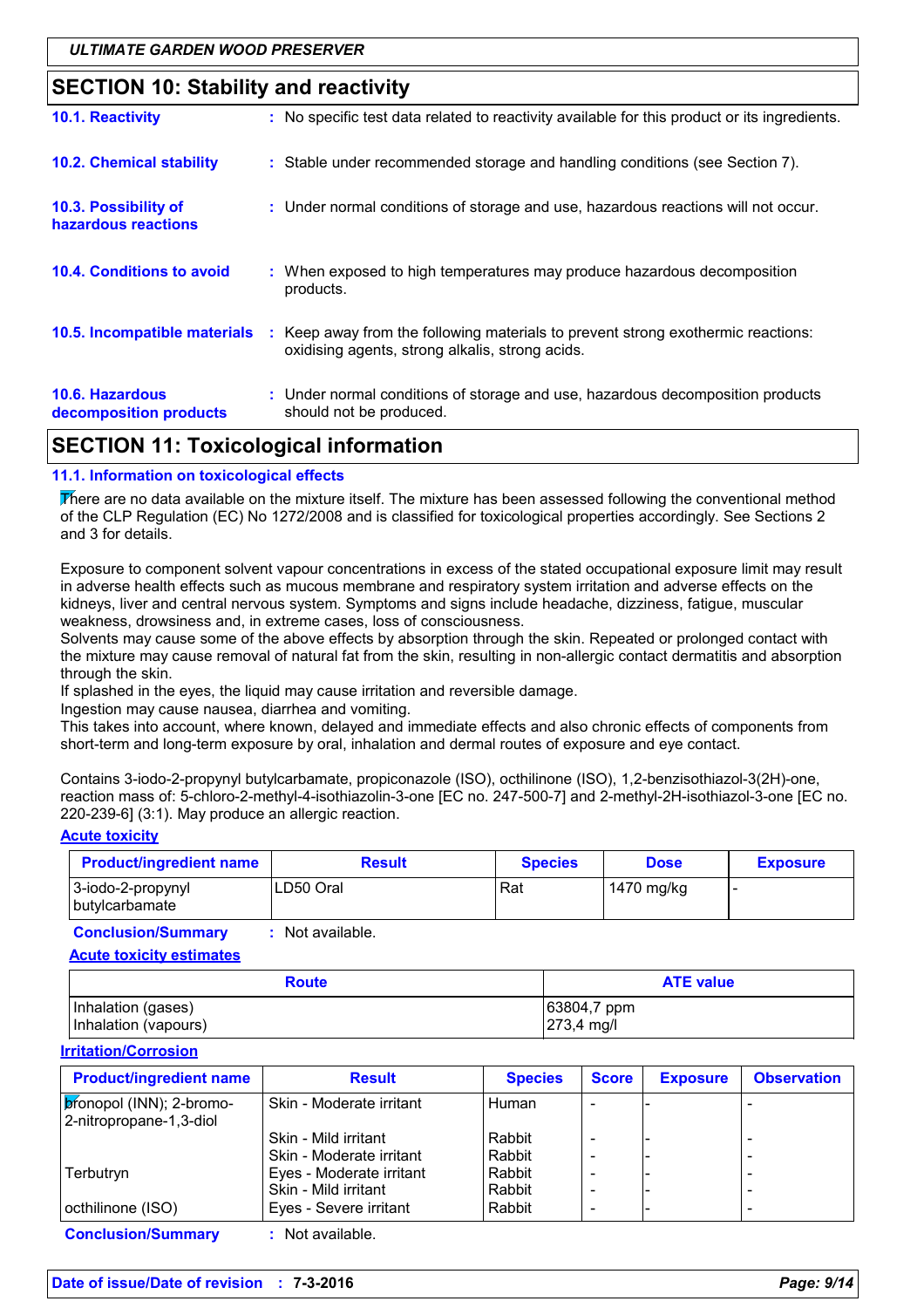## SECTION 10: Stability and reactivity

**10.1. Reactivity** : No specific test data related to reactivity available for this product or its ingredients.

**10.2. Chemical stability** : Stable under recommended storage and handling conditions (see Section 7).

**10.3. Possibility of hazardous reactions** : Under normal conditions of storage and use, hazardous reactions will not occur.

**10.4. Conditions to avoid** : When exposed to high temperatures may produce hazardous decomposition products.

**10.5. Incompatible materials** : Keep away from the following materials to prevent strong exothermic reactions: oxidising agents, strong alkalis, strong acids.

**10.6. Hazardous decomposition products** : Under normal conditions of storage and use, hazardous decomposition products should not be produced.

## SECTION 11: Toxicological information

### 11.1. Information on toxicological effects

There are no data available on the mixture itself. The mixture has been assessed following the conventional method of the CLP Regulation (EC) No 1272/2008 and is classified for toxicological properties accordingly. See Sections 2 and 3 for details.

Exposure to component solvent vapour concentrations in excess of the stated occupational exposure limit may result in adverse health effects such as mucous membrane and respiratory system irritation and adverse effects on the kidneys, liver and central nervous system. Symptoms and signs include headache, dizziness, fatigue, muscular weakness, drowsiness and, in extreme cases, loss of consciousness.
Solvents may cause some of the above effects by absorption through the skin. Repeated or prolonged contact with the mixture may cause removal of natural fat from the skin, resulting in non-allergic contact dermatitis and absorption through the skin.
If splashed in the eyes, the liquid may cause irritation and reversible damage.
Ingestion may cause nausea, diarrhea and vomiting.
This takes into account, where known, delayed and immediate effects and also chronic effects of components from short-term and long-term exposure by oral, inhalation and dermal routes of exposure and eye contact.

Contains 3-iodo-2-propynyl butylcarbamate, propiconazole (ISO), octhilinone (ISO), 1,2-benzisothiazol-3(2H)-one, reaction mass of: 5-chloro-2-methyl-4-isothiazolin-3-one [EC no. 247-500-7] and 2-methyl-2H-isothiazol-3-one [EC no. 220-239-6] (3:1). May produce an allergic reaction.

**Acute toxicity**

| Product/ingredient name | Result | Species | Dose | Exposure |
|---|---|---|---|---|
| 3-iodo-2-propynyl butylcarbamate | LD50 Oral | Rat | 1470 mg/kg | - |

**Conclusion/Summary** : Not available.

**Acute toxicity estimates**

| Route | ATE value |
|---|---|
| Inhalation (gases) | 63804,7 ppm |
| Inhalation (vapours) | 273,4 mg/l |

**Irritation/Corrosion**

| Product/ingredient name | Result | Species | Score | Exposure | Observation |
|---|---|---|---|---|---|
| bronopol (INN); 2-bromo-2-nitropropane-1,3-diol | Skin - Moderate irritant | Human | - | - | - |
| | Skin - Mild irritant | Rabbit | - | - | - |
| | Skin - Moderate irritant | Rabbit | - | - | - |
| Terbutryn | Eyes - Moderate irritant | Rabbit | - | - | - |
| | Skin - Mild irritant | Rabbit | - | - | - |
| octhilinone (ISO) | Eyes - Severe irritant | Rabbit | - | - | - |

**Conclusion/Summary** : Not available.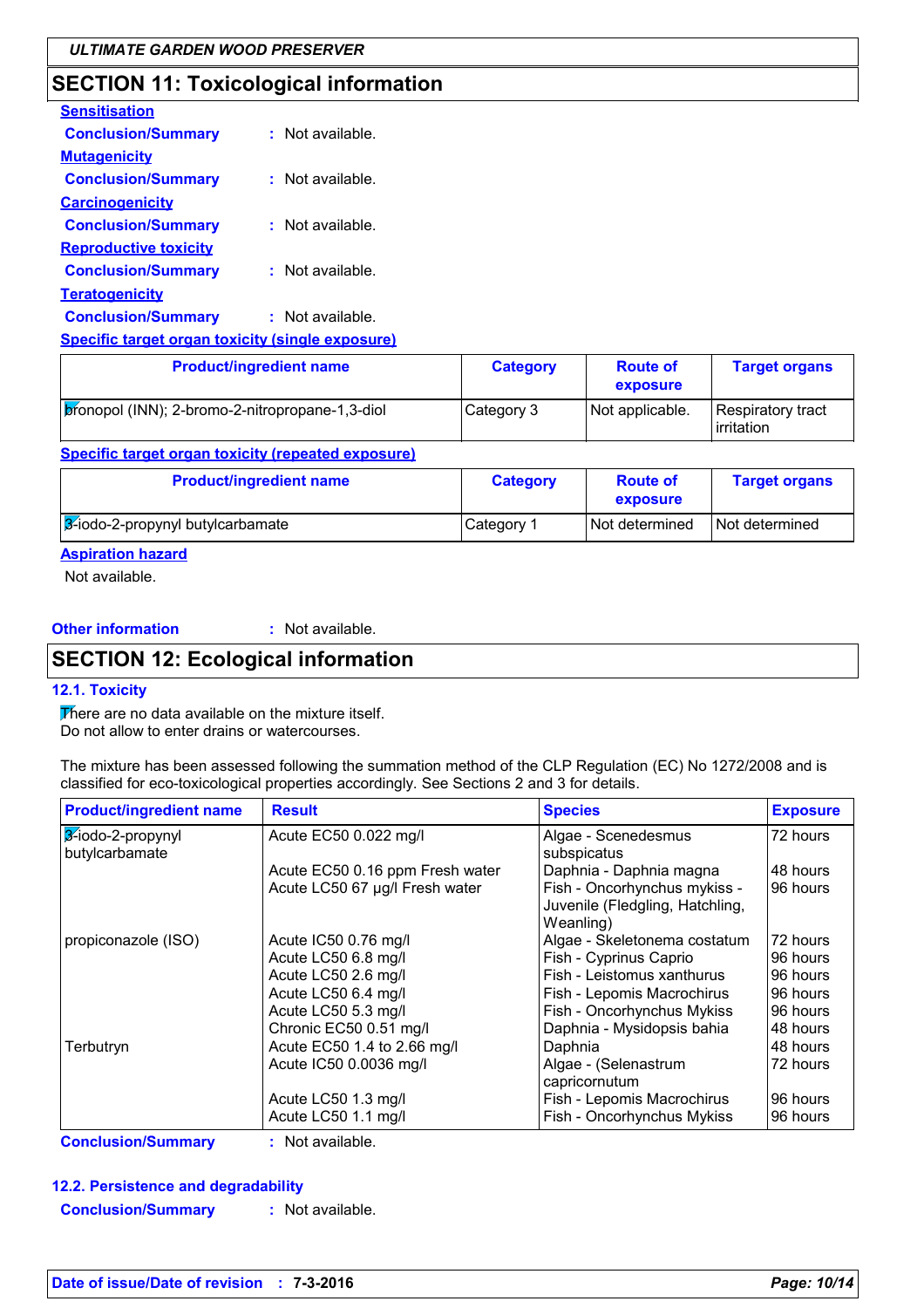## SECTION 11: Toxicological information

**Sensitisation**

**Conclusion/Summary** : Not available.

**Mutagenicity**

**Conclusion/Summary** : Not available.

**Carcinogenicity**

**Conclusion/Summary** : Not available.

**Reproductive toxicity**

**Conclusion/Summary** : Not available.

**Teratogenicity**

**Conclusion/Summary** : Not available.

**Specific target organ toxicity (single exposure)**

| Product/ingredient name | Category | Route of exposure | Target organs |
|---|---|---|---|
| bronopol (INN); 2-bromo-2-nitropropane-1,3-diol | Category 3 | Not applicable. | Respiratory tract irritation |

**Specific target organ toxicity (repeated exposure)**

| Product/ingredient name | Category | Route of exposure | Target organs |
|---|---|---|---|
| 3-iodo-2-propynyl butylcarbamate | Category 1 | Not determined | Not determined |

**Aspiration hazard**

Not available.

**Other information** : Not available.

## SECTION 12: Ecological information

### 12.1. Toxicity

There are no data available on the mixture itself.
Do not allow to enter drains or watercourses.

The mixture has been assessed following the summation method of the CLP Regulation (EC) No 1272/2008 and is classified for eco-toxicological properties accordingly. See Sections 2 and 3 for details.

| Product/ingredient name | Result | Species | Exposure |
|---|---|---|---|
| 3-iodo-2-propynyl butylcarbamate | Acute EC50 0.022 mg/l | Algae - Scenedesmus subspicatus | 72 hours |
| | Acute EC50 0.16 ppm Fresh water | Daphnia - Daphnia magna | 48 hours |
| | Acute LC50 67 µg/l Fresh water | Fish - Oncorhynchus mykiss - Juvenile (Fledgling, Hatchling, Weanling) | 96 hours |
| propiconazole (ISO) | Acute IC50 0.76 mg/l | Algae - Skeletonema costatum | 72 hours |
| | Acute LC50 6.8 mg/l | Fish - Cyprinus Caprio | 96 hours |
| | Acute LC50 2.6 mg/l | Fish - Leistomus xanthurus | 96 hours |
| | Acute LC50 6.4 mg/l | Fish - Lepomis Macrochirus | 96 hours |
| | Acute LC50 5.3 mg/l | Fish - Oncorhynchus Mykiss | 96 hours |
| | Chronic EC50 0.51 mg/l | Daphnia - Mysidopsis bahia | 48 hours |
| Terbutryn | Acute EC50 1.4 to 2.66 mg/l | Daphnia | 48 hours |
| | Acute IC50 0.0036 mg/l | Algae - (Selenastrum capricornutum | 72 hours |
| | Acute LC50 1.3 mg/l | Fish - Lepomis Macrochirus | 96 hours |
| | Acute LC50 1.1 mg/l | Fish - Oncorhynchus Mykiss | 96 hours |

**Conclusion/Summary** : Not available.

### 12.2. Persistence and degradability

**Conclusion/Summary** : Not available.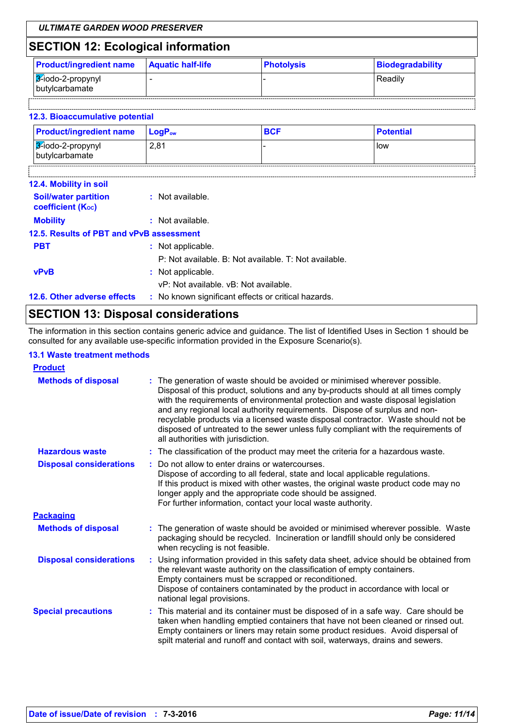## SECTION 12: Ecological information

| Product/ingredient name | Aquatic half-life | Photolysis | Biodegradability |
|---|---|---|---|
| 3-iodo-2-propynyl butylcarbamate | - | - | Readily |

### 12.3. Bioaccumulative potential

| Product/ingredient name | $LogP_{ow}$ | BCF | Potential |
|---|---|---|---|
| 3-iodo-2-propynyl butylcarbamate | 2,81 | - | low |

### 12.4. Mobility in soil

**Soil/water partition coefficient ($K_{OC}$)** : Not available.

**Mobility** : Not available.

### 12.5. Results of PBT and vPvB assessment

**PBT** : Not applicable.
P: Not available. B: Not available. T: Not available.

**vPvB** : Not applicable.
vP: Not available. vB: Not available.

**12.6. Other adverse effects** : No known significant effects or critical hazards.

## SECTION 13: Disposal considerations

The information in this section contains generic advice and guidance. The list of Identified Uses in Section 1 should be consulted for any available use-specific information provided in the Exposure Scenario(s).

### 13.1 Waste treatment methods

**Product**

**Methods of disposal** : The generation of waste should be avoided or minimised wherever possible. Disposal of this product, solutions and any by-products should at all times comply with the requirements of environmental protection and waste disposal legislation and any regional local authority requirements. Dispose of surplus and non-recyclable products via a licensed waste disposal contractor. Waste should not be disposed of untreated to the sewer unless fully compliant with the requirements of all authorities with jurisdiction.

**Hazardous waste** : The classification of the product may meet the criteria for a hazardous waste.

**Disposal considerations** : Do not allow to enter drains or watercourses.
Dispose of according to all federal, state and local applicable regulations.
If this product is mixed with other wastes, the original waste product code may no longer apply and the appropriate code should be assigned.
For further information, contact your local waste authority.

**Packaging**

**Methods of disposal** : The generation of waste should be avoided or minimised wherever possible. Waste packaging should be recycled. Incineration or landfill should only be considered when recycling is not feasible.

**Disposal considerations** : Using information provided in this safety data sheet, advice should be obtained from the relevant waste authority on the classification of empty containers.
Empty containers must be scrapped or reconditioned.
Dispose of containers contaminated by the product in accordance with local or national legal provisions.

**Special precautions** : This material and its container must be disposed of in a safe way. Care should be taken when handling emptied containers that have not been cleaned or rinsed out. Empty containers or liners may retain some product residues. Avoid dispersal of spilt material and runoff and contact with soil, waterways, drains and sewers.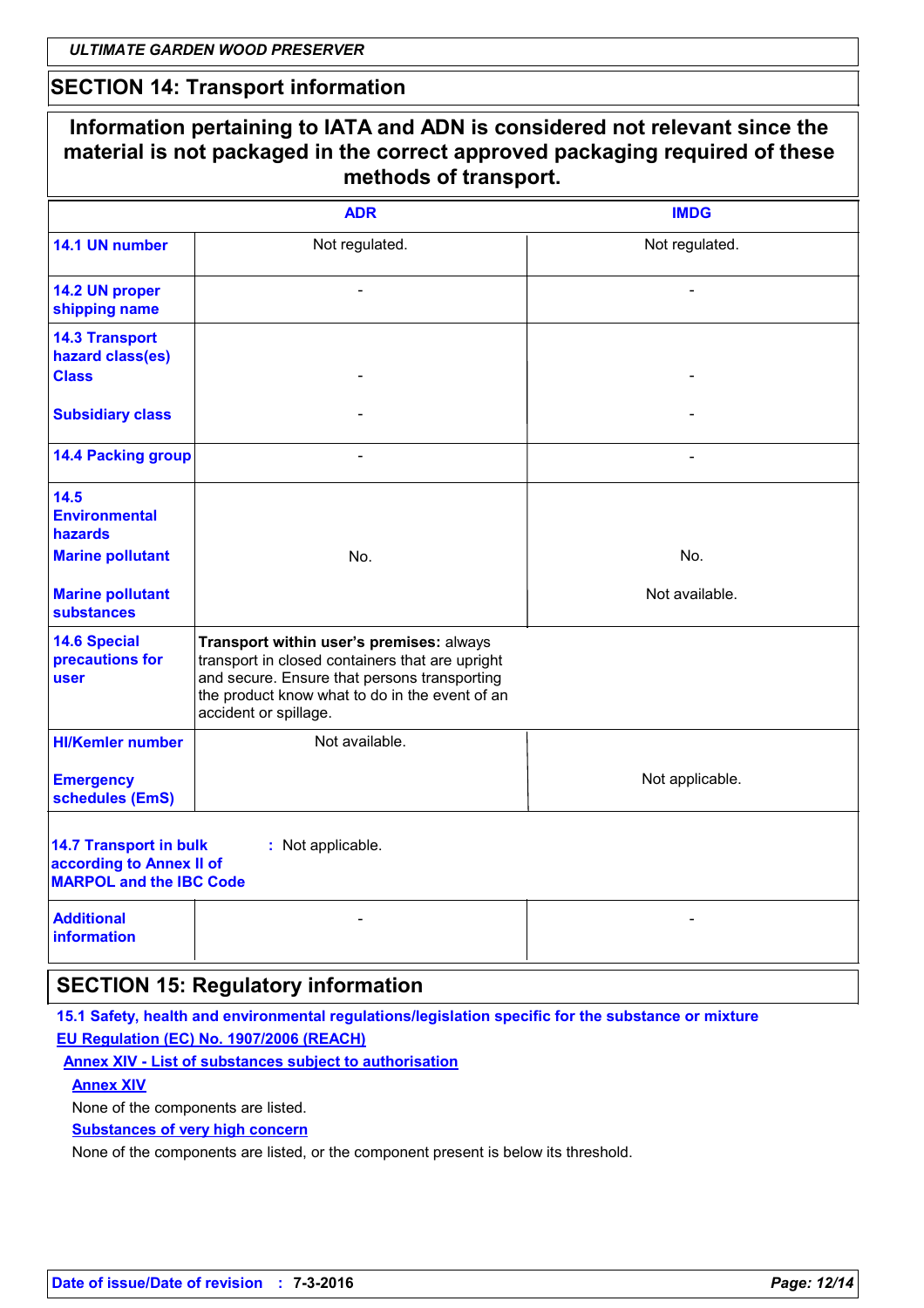## SECTION 14: Transport information

**Information pertaining to IATA and ADN is considered not relevant since the material is not packaged in the correct approved packaging required of these methods of transport.**

| | ADR | IMDG |
|---|---|---|
| **14.1 UN number** | Not regulated. | Not regulated. |
| **14.2 UN proper shipping name** | - | - |
| **14.3 Transport hazard class(es)** **Class** | - | - |
| **Subsidiary class** | - | - |
| **14.4 Packing group** | - | - |
| **14.5 Environmental hazards** **Marine pollutant** | No. | No. |
| **Marine pollutant substances** | | Not available. |
| **14.6 Special precautions for user** | **Transport within user's premises:** always transport in closed containers that are upright and secure. Ensure that persons transporting the product know what to do in the event of an accident or spillage. | |
| **HI/Kemler number** | Not available. | |
| **Emergency schedules (EmS)** | | Not applicable. |
| **14.7 Transport in bulk according to Annex II of MARPOL and the IBC Code** | : Not applicable. | |
| **Additional information** | - | - |

## SECTION 15: Regulatory information

**15.1 Safety, health and environmental regulations/legislation specific for the substance or mixture**

**EU Regulation (EC) No. 1907/2006 (REACH)**

**Annex XIV - List of substances subject to authorisation**

**Annex XIV**

None of the components are listed.

**Substances of very high concern**

None of the components are listed, or the component present is below its threshold.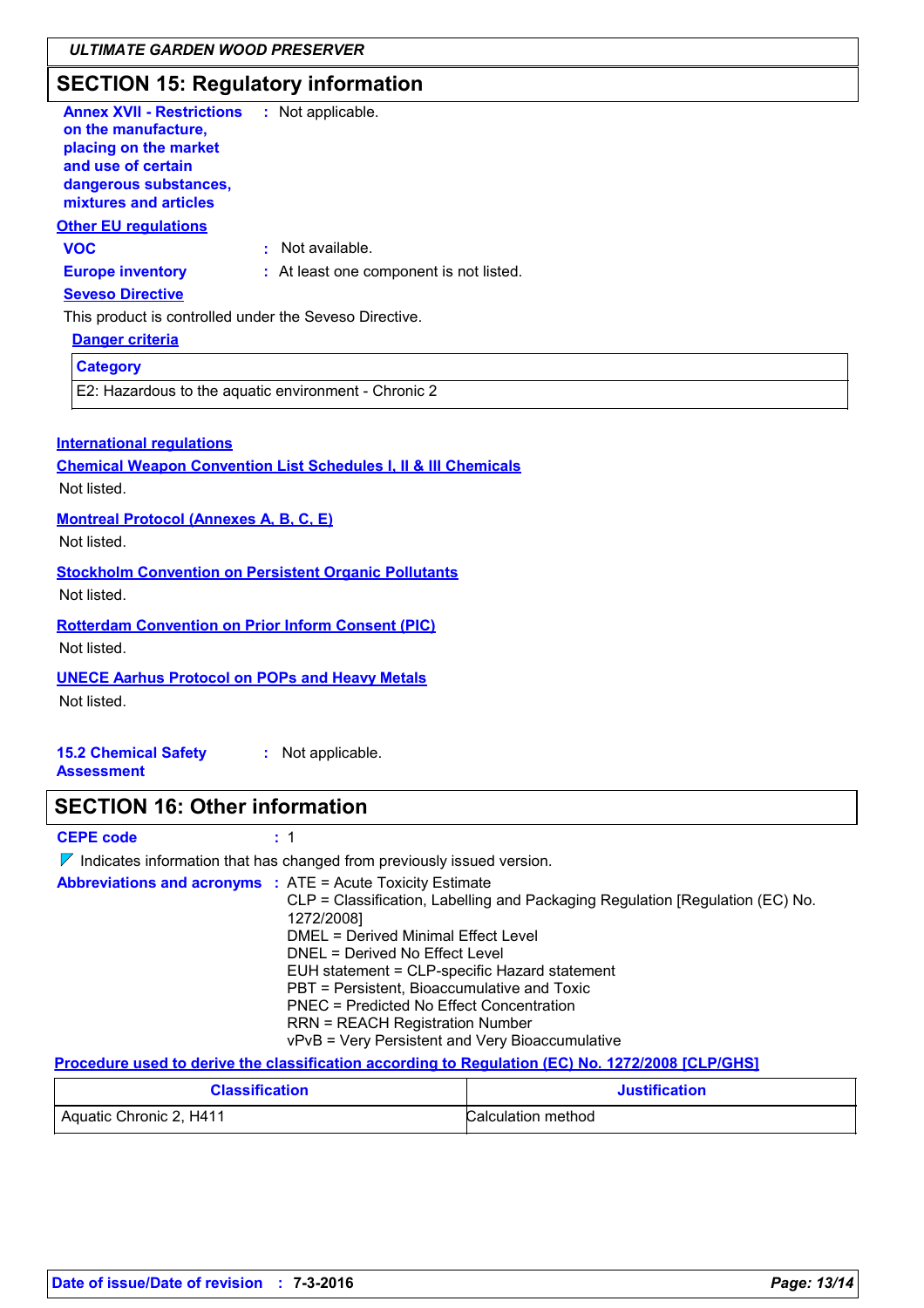## SECTION 15: Regulatory information

**Annex XVII - Restrictions on the manufacture, placing on the market and use of certain dangerous substances, mixtures and articles** : Not applicable.

**Other EU regulations**

**VOC** : Not available.

**Europe inventory** : At least one component is not listed.

**Seveso Directive**

This product is controlled under the Seveso Directive.

**Danger criteria**

| Category |
| --- |
| E2: Hazardous to the aquatic environment - Chronic 2 |

**International regulations**

**Chemical Weapon Convention List Schedules I, II & III Chemicals**

Not listed.

**Montreal Protocol (Annexes A, B, C, E)**

Not listed.

**Stockholm Convention on Persistent Organic Pollutants**

Not listed.

**Rotterdam Convention on Prior Inform Consent (PIC)**

Not listed.

**UNECE Aarhus Protocol on POPs and Heavy Metals**

Not listed.

**15.2 Chemical Safety Assessment** : Not applicable.

## SECTION 16: Other information

**CEPE code** : 1

Indicates information that has changed from previously issued version.

**Abbreviations and acronyms** :
ATE = Acute Toxicity Estimate
CLP = Classification, Labelling and Packaging Regulation [Regulation (EC) No. 1272/2008]
DMEL = Derived Minimal Effect Level
DNEL = Derived No Effect Level
EUH statement = CLP-specific Hazard statement
PBT = Persistent, Bioaccumulative and Toxic
PNEC = Predicted No Effect Concentration
RRN = REACH Registration Number
vPvB = Very Persistent and Very Bioaccumulative

**Procedure used to derive the classification according to Regulation (EC) No. 1272/2008 [CLP/GHS]**

| Classification | Justification |
| --- | --- |
| Aquatic Chronic 2, H411 | Calculation method |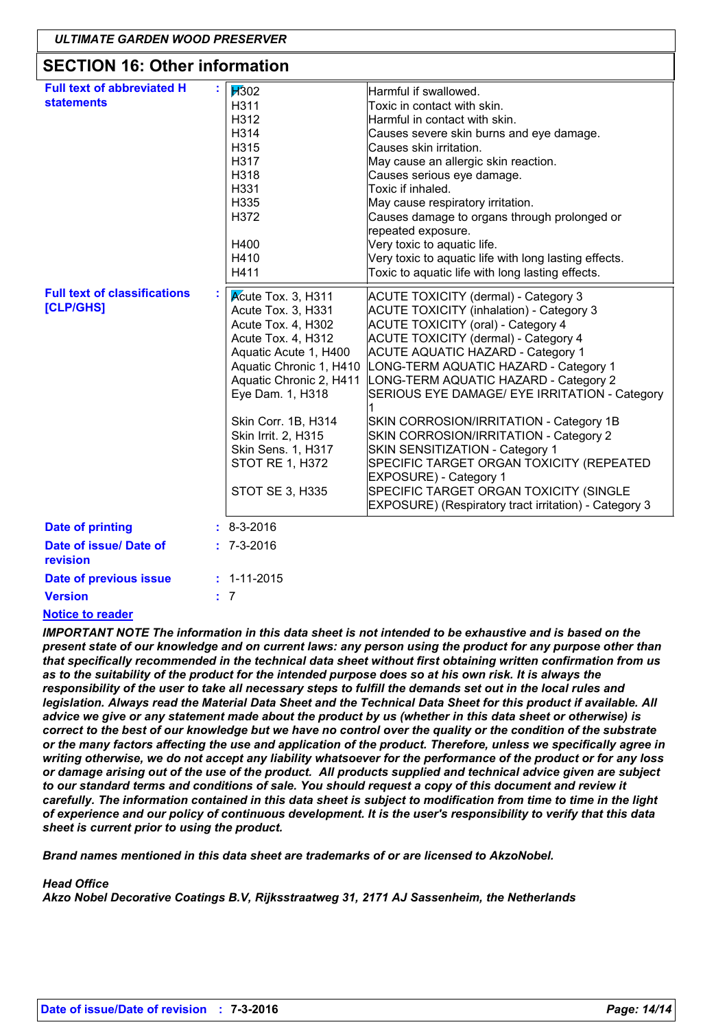## SECTION 16: Other information

**Full text of abbreviated H statements** :

| | |
|---|---|
| H302 | Harmful if swallowed. |
| H311 | Toxic in contact with skin. |
| H312 | Harmful in contact with skin. |
| H314 | Causes severe skin burns and eye damage. |
| H315 | Causes skin irritation. |
| H317 | May cause an allergic skin reaction. |
| H318 | Causes serious eye damage. |
| H331 | Toxic if inhaled. |
| H335 | May cause respiratory irritation. |
| H372 | Causes damage to organs through prolonged or repeated exposure. |
| H400 | Very toxic to aquatic life. |
| H410 | Very toxic to aquatic life with long lasting effects. |
| H411 | Toxic to aquatic life with long lasting effects. |

**Full text of classifications [CLP/GHS]** :

| | |
|---|---|
| Acute Tox. 3, H311 | ACUTE TOXICITY (dermal) - Category 3 |
| Acute Tox. 3, H331 | ACUTE TOXICITY (inhalation) - Category 3 |
| Acute Tox. 4, H302 | ACUTE TOXICITY (oral) - Category 4 |
| Acute Tox. 4, H312 | ACUTE TOXICITY (dermal) - Category 4 |
| Aquatic Acute 1, H400 | ACUTE AQUATIC HAZARD - Category 1 |
| Aquatic Chronic 1, H410 | LONG-TERM AQUATIC HAZARD - Category 1 |
| Aquatic Chronic 2, H411 | LONG-TERM AQUATIC HAZARD - Category 2 |
| Eye Dam. 1, H318 | SERIOUS EYE DAMAGE/ EYE IRRITATION - Category 1 |
| Skin Corr. 1B, H314 | SKIN CORROSION/IRRITATION - Category 1B |
| Skin Irrit. 2, H315 | SKIN CORROSION/IRRITATION - Category 2 |
| Skin Sens. 1, H317 | SKIN SENSITIZATION - Category 1 |
| STOT RE 1, H372 | SPECIFIC TARGET ORGAN TOXICITY (REPEATED EXPOSURE) - Category 1 |
| STOT SE 3, H335 | SPECIFIC TARGET ORGAN TOXICITY (SINGLE EXPOSURE) (Respiratory tract irritation) - Category 3 |

**Date of printing** : 8-3-2016

**Date of issue/ Date of revision** : 7-3-2016

**Date of previous issue** : 1-11-2015

**Version** : 7

**Notice to reader**

***IMPORTANT NOTE The information in this data sheet is not intended to be exhaustive and is based on the present state of our knowledge and on current laws: any person using the product for any purpose other than that specifically recommended in the technical data sheet without first obtaining written confirmation from us as to the suitability of the product for the intended purpose does so at his own risk. It is always the responsibility of the user to take all necessary steps to fulfill the demands set out in the local rules and legislation. Always read the Material Data Sheet and the Technical Data Sheet for this product if available. All advice we give or any statement made about the product by us (whether in this data sheet or otherwise) is correct to the best of our knowledge but we have no control over the quality or the condition of the substrate or the many factors affecting the use and application of the product. Therefore, unless we specifically agree in writing otherwise, we do not accept any liability whatsoever for the performance of the product or for any loss or damage arising out of the use of the product. All products supplied and technical advice given are subject to our standard terms and conditions of sale. You should request a copy of this document and review it carefully. The information contained in this data sheet is subject to modification from time to time in the light of experience and our policy of continuous development. It is the user's responsibility to verify that this data sheet is current prior to using the product.***

***Brand names mentioned in this data sheet are trademarks of or are licensed to AkzoNobel.***

***Head Office***
***Akzo Nobel Decorative Coatings B.V, Rijksstraatweg 31, 2171 AJ Sassenheim, the Netherlands***